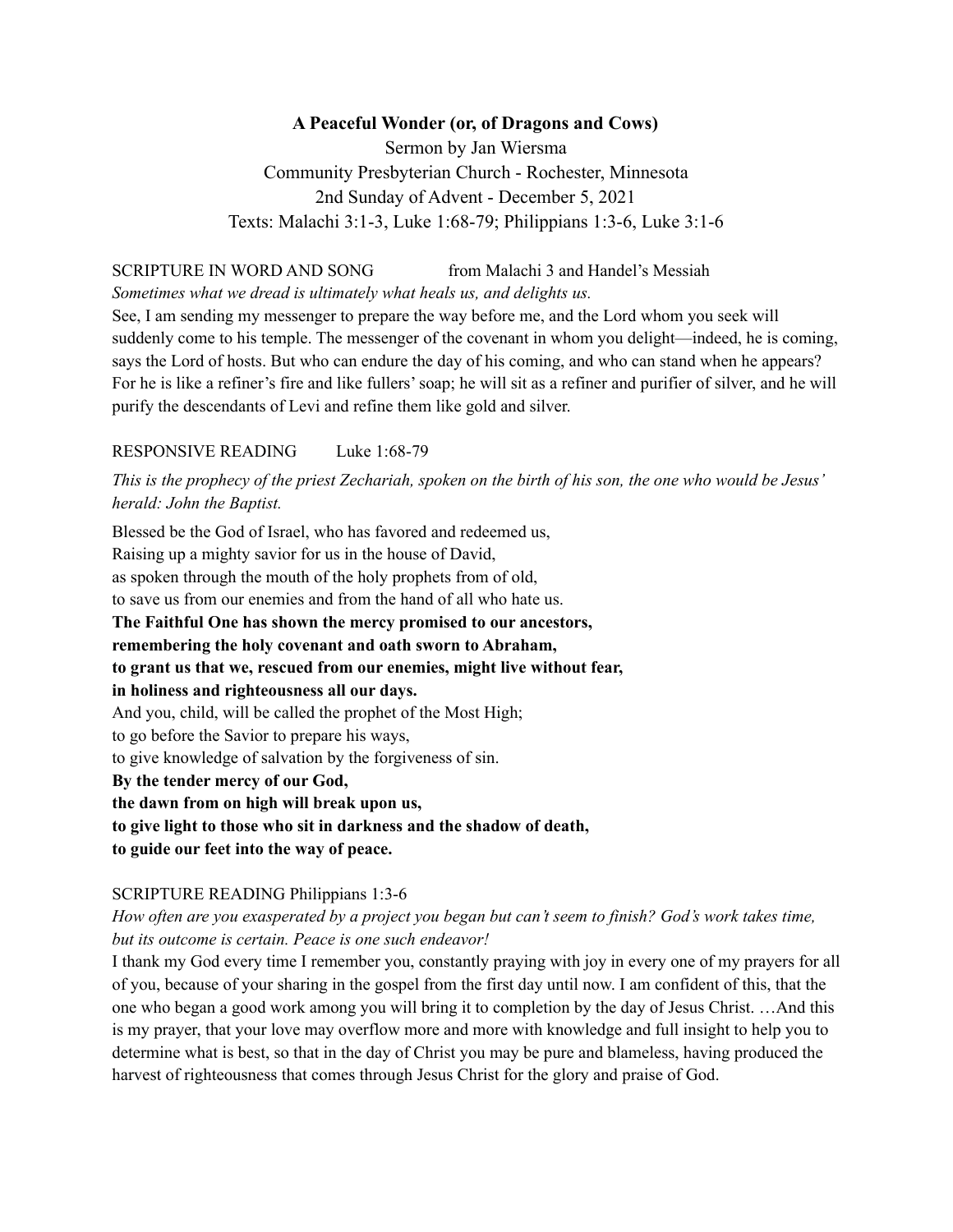# A Peaceful Wonder (or, of Dragons and Cows)

Sermon by Jan Wiersma
Community Presbyterian Church - Rochester, Minnesota
2nd Sunday of Advent - December 5, 2021
Texts: Malachi 3:1-3, Luke 1:68-79; Philippians 1:3-6, Luke 3:1-6

SCRIPTURE IN WORD AND SONG from Malachi 3 and Handel's Messiah

*Sometimes what we dread is ultimately what heals us, and delights us.*

See, I am sending my messenger to prepare the way before me, and the Lord whom you seek will suddenly come to his temple. The messenger of the covenant in whom you delight—indeed, he is coming, says the Lord of hosts. But who can endure the day of his coming, and who can stand when he appears? For he is like a refiner's fire and like fullers' soap; he will sit as a refiner and purifier of silver, and he will purify the descendants of Levi and refine them like gold and silver.

RESPONSIVE READING Luke 1:68-79

*This is the prophecy of the priest Zechariah, spoken on the birth of his son, the one who would be Jesus' herald: John the Baptist.*

Blessed be the God of Israel, who has favored and redeemed us,
Raising up a mighty savior for us in the house of David,
as spoken through the mouth of the holy prophets from of old,
to save us from our enemies and from the hand of all who hate us.
**The Faithful One has shown the mercy promised to our ancestors,**
**remembering the holy covenant and oath sworn to Abraham,**
**to grant us that we, rescued from our enemies, might live without fear,**
**in holiness and righteousness all our days.**
And you, child, will be called the prophet of the Most High;
to go before the Savior to prepare his ways,
to give knowledge of salvation by the forgiveness of sin.
**By the tender mercy of our God,**
**the dawn from on high will break upon us,**
**to give light to those who sit in darkness and the shadow of death,**
**to guide our feet into the way of peace.**

SCRIPTURE READING Philippians 1:3-6

*How often are you exasperated by a project you began but can't seem to finish? God's work takes time, but its outcome is certain. Peace is one such endeavor!*

I thank my God every time I remember you, constantly praying with joy in every one of my prayers for all of you, because of your sharing in the gospel from the first day until now. I am confident of this, that the one who began a good work among you will bring it to completion by the day of Jesus Christ. …And this is my prayer, that your love may overflow more and more with knowledge and full insight to help you to determine what is best, so that in the day of Christ you may be pure and blameless, having produced the harvest of righteousness that comes through Jesus Christ for the glory and praise of God.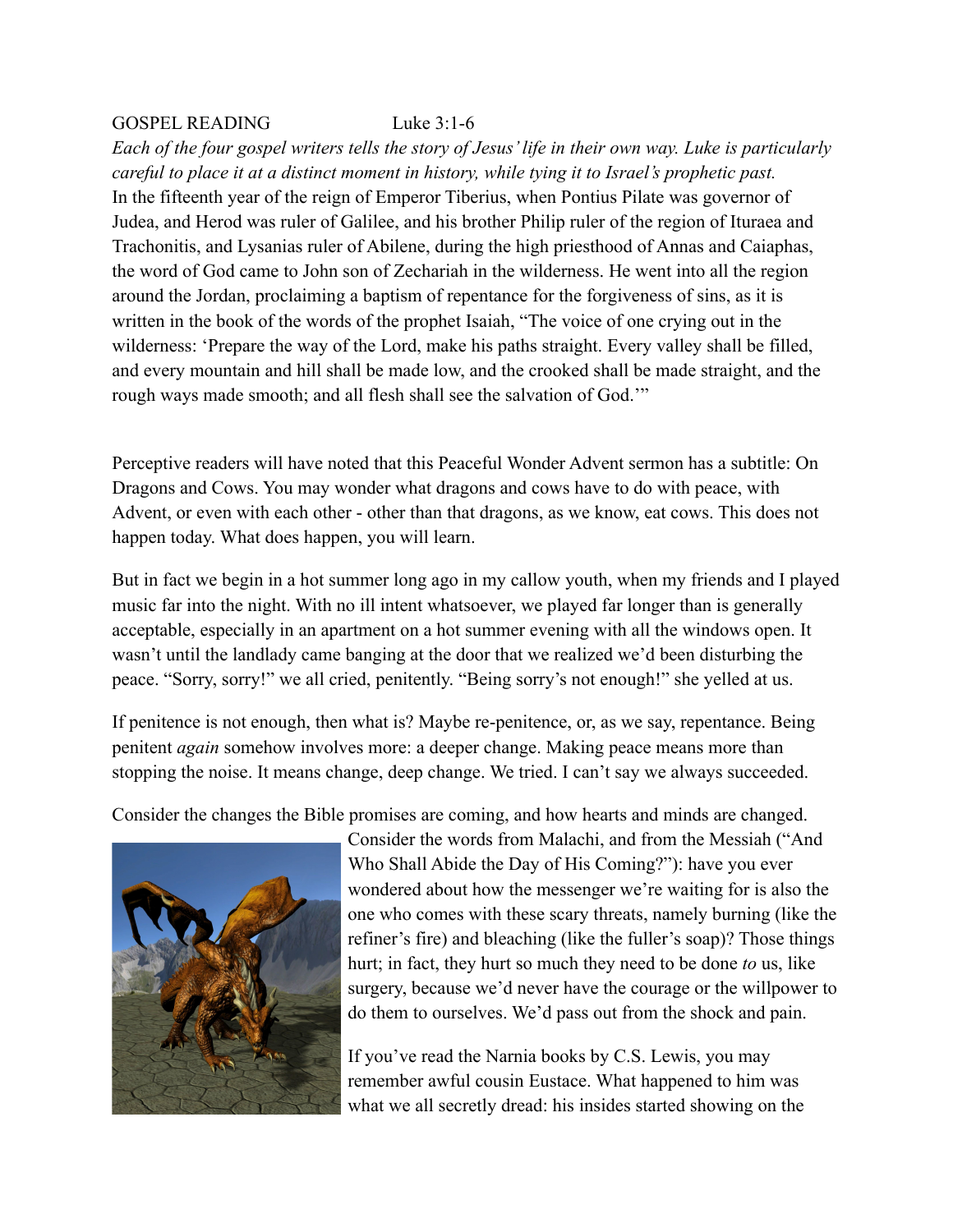GOSPEL READING Luke 3:1-6

*Each of the four gospel writers tells the story of Jesus' life in their own way. Luke is particularly careful to place it at a distinct moment in history, while tying it to Israel's prophetic past.*

In the fifteenth year of the reign of Emperor Tiberius, when Pontius Pilate was governor of Judea, and Herod was ruler of Galilee, and his brother Philip ruler of the region of Ituraea and Trachonitis, and Lysanias ruler of Abilene, during the high priesthood of Annas and Caiaphas, the word of God came to John son of Zechariah in the wilderness. He went into all the region around the Jordan, proclaiming a baptism of repentance for the forgiveness of sins, as it is written in the book of the words of the prophet Isaiah, "The voice of one crying out in the wilderness: 'Prepare the way of the Lord, make his paths straight. Every valley shall be filled, and every mountain and hill shall be made low, and the crooked shall be made straight, and the rough ways made smooth; and all flesh shall see the salvation of God.'"

Perceptive readers will have noted that this Peaceful Wonder Advent sermon has a subtitle: On Dragons and Cows. You may wonder what dragons and cows have to do with peace, with Advent, or even with each other - other than that dragons, as we know, eat cows. This does not happen today. What does happen, you will learn.

But in fact we begin in a hot summer long ago in my callow youth, when my friends and I played music far into the night. With no ill intent whatsoever, we played far longer than is generally acceptable, especially in an apartment on a hot summer evening with all the windows open. It wasn't until the landlady came banging at the door that we realized we'd been disturbing the peace. "Sorry, sorry!" we all cried, penitently. "Being sorry's not enough!" she yelled at us.

If penitence is not enough, then what is? Maybe re-penitence, or, as we say, repentance. Being penitent *again* somehow involves more: a deeper change. Making peace means more than stopping the noise. It means change, deep change. We tried. I can't say we always succeeded.

Consider the changes the Bible promises are coming, and how hearts and minds are changed. Consider the words from Malachi, and from the Messiah ("And Who Shall Abide the Day of His Coming?"): have you ever wondered about how the messenger we're waiting for is also the one who comes with these scary threats, namely burning (like the refiner's fire) and bleaching (like the fuller's soap)? Those things hurt; in fact, they hurt so much they need to be done *to* us, like surgery, because we'd never have the courage or the willpower to do them to ourselves. We'd pass out from the shock and pain.

If you've read the Narnia books by C.S. Lewis, you may remember awful cousin Eustace. What happened to him was what we all secretly dread: his insides started showing on the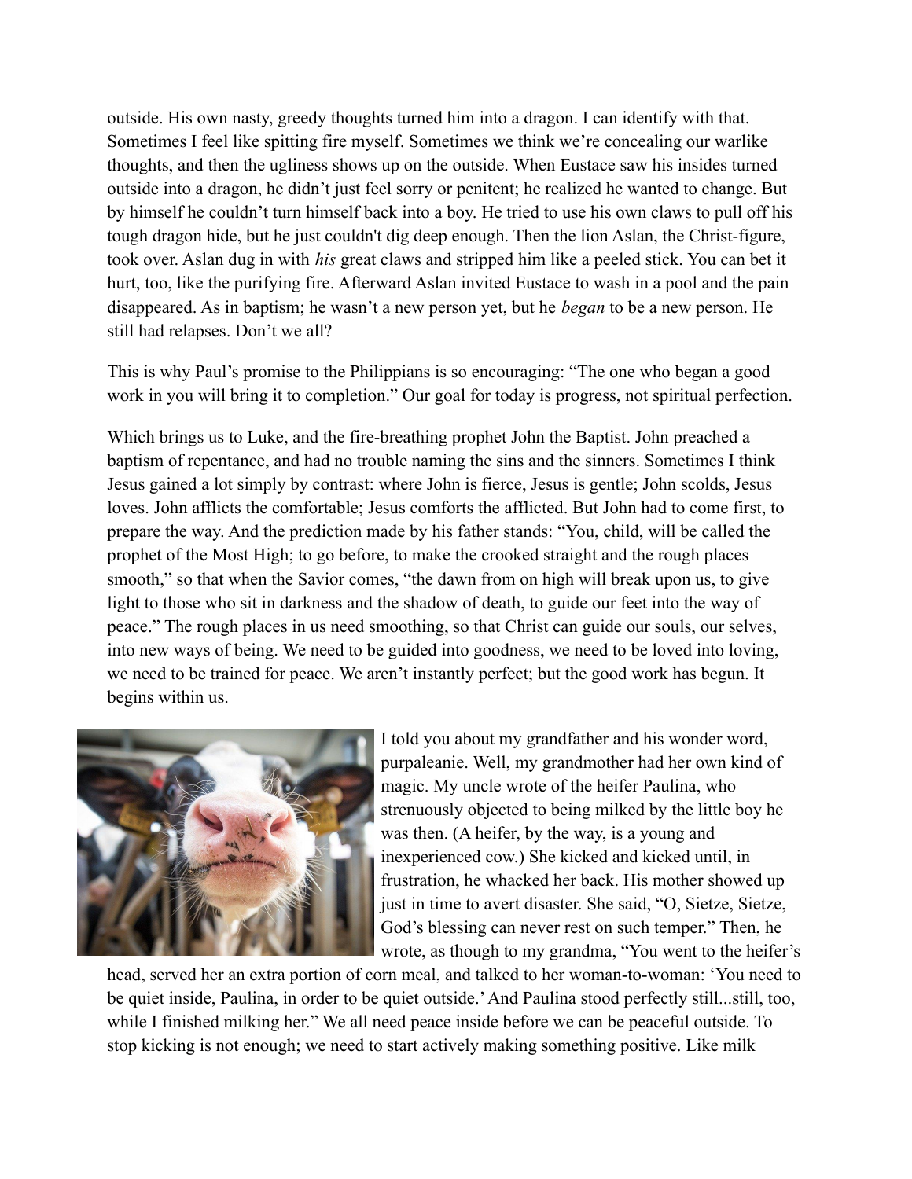outside. His own nasty, greedy thoughts turned him into a dragon. I can identify with that. Sometimes I feel like spitting fire myself. Sometimes we think we're concealing our warlike thoughts, and then the ugliness shows up on the outside. When Eustace saw his insides turned outside into a dragon, he didn't just feel sorry or penitent; he realized he wanted to change. But by himself he couldn't turn himself back into a boy. He tried to use his own claws to pull off his tough dragon hide, but he just couldn't dig deep enough. Then the lion Aslan, the Christ-figure, took over. Aslan dug in with *his* great claws and stripped him like a peeled stick. You can bet it hurt, too, like the purifying fire. Afterward Aslan invited Eustace to wash in a pool and the pain disappeared. As in baptism; he wasn't a new person yet, but he *began* to be a new person. He still had relapses. Don't we all?

This is why Paul's promise to the Philippians is so encouraging: "The one who began a good work in you will bring it to completion." Our goal for today is progress, not spiritual perfection.

Which brings us to Luke, and the fire-breathing prophet John the Baptist. John preached a baptism of repentance, and had no trouble naming the sins and the sinners. Sometimes I think Jesus gained a lot simply by contrast: where John is fierce, Jesus is gentle; John scolds, Jesus loves. John afflicts the comfortable; Jesus comforts the afflicted. But John had to come first, to prepare the way. And the prediction made by his father stands: "You, child, will be called the prophet of the Most High; to go before, to make the crooked straight and the rough places smooth," so that when the Savior comes, "the dawn from on high will break upon us, to give light to those who sit in darkness and the shadow of death, to guide our feet into the way of peace." The rough places in us need smoothing, so that Christ can guide our souls, our selves, into new ways of being. We need to be guided into goodness, we need to be loved into loving, we need to be trained for peace. We aren't instantly perfect; but the good work has begun. It begins within us.

I told you about my grandfather and his wonder word, purpaleanie. Well, my grandmother had her own kind of magic. My uncle wrote of the heifer Paulina, who strenuously objected to being milked by the little boy he was then. (A heifer, by the way, is a young and inexperienced cow.) She kicked and kicked until, in frustration, he whacked her back. His mother showed up just in time to avert disaster. She said, "O, Sietze, Sietze, God's blessing can never rest on such temper." Then, he wrote, as though to my grandma, "You went to the heifer's head, served her an extra portion of corn meal, and talked to her woman-to-woman: 'You need to be quiet inside, Paulina, in order to be quiet outside.' And Paulina stood perfectly still...still, too, while I finished milking her." We all need peace inside before we can be peaceful outside. To stop kicking is not enough; we need to start actively making something positive. Like milk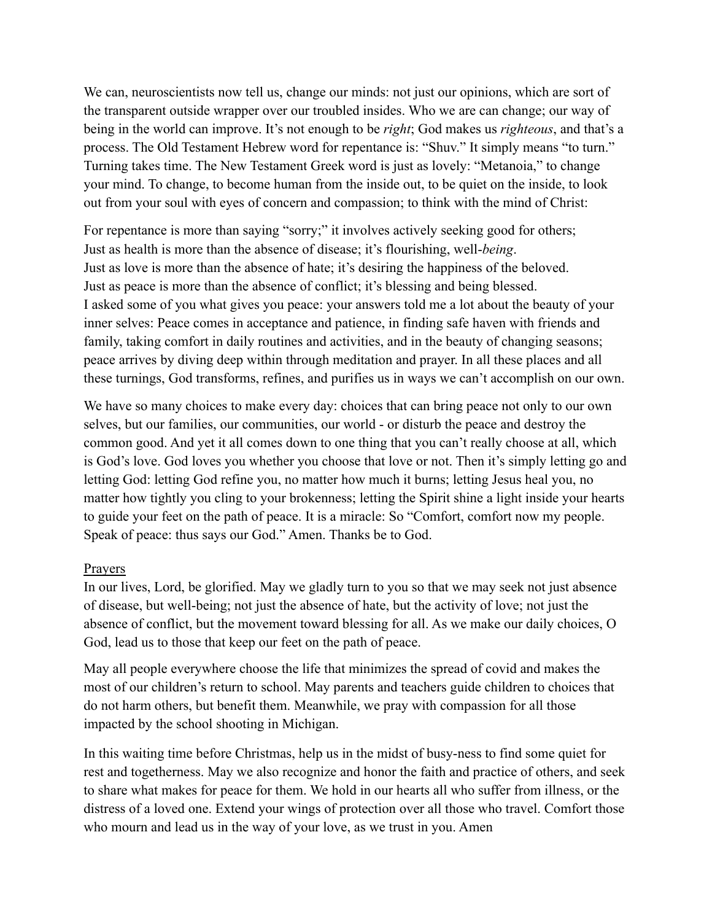We can, neuroscientists now tell us, change our minds: not just our opinions, which are sort of the transparent outside wrapper over our troubled insides. Who we are can change; our way of being in the world can improve. It's not enough to be *right*; God makes us *righteous*, and that's a process. The Old Testament Hebrew word for repentance is: "Shuv." It simply means "to turn." Turning takes time. The New Testament Greek word is just as lovely: "Metanoia," to change your mind. To change, to become human from the inside out, to be quiet on the inside, to look out from your soul with eyes of concern and compassion; to think with the mind of Christ:

For repentance is more than saying "sorry;" it involves actively seeking good for others;
Just as health is more than the absence of disease; it's flourishing, well-*being*.
Just as love is more than the absence of hate; it's desiring the happiness of the beloved.
Just as peace is more than the absence of conflict; it's blessing and being blessed.
I asked some of you what gives you peace: your answers told me a lot about the beauty of your inner selves: Peace comes in acceptance and patience, in finding safe haven with friends and family, taking comfort in daily routines and activities, and in the beauty of changing seasons; peace arrives by diving deep within through meditation and prayer. In all these places and all these turnings, God transforms, refines, and purifies us in ways we can't accomplish on our own.

We have so many choices to make every day: choices that can bring peace not only to our own selves, but our families, our communities, our world - or disturb the peace and destroy the common good. And yet it all comes down to one thing that you can't really choose at all, which is God's love. God loves you whether you choose that love or not. Then it's simply letting go and letting God: letting God refine you, no matter how much it burns; letting Jesus heal you, no matter how tightly you cling to your brokenness; letting the Spirit shine a light inside your hearts to guide your feet on the path of peace. It is a miracle: So "Comfort, comfort now my people. Speak of peace: thus says our God." Amen. Thanks be to God.

<u>Prayers</u>

In our lives, Lord, be glorified. May we gladly turn to you so that we may seek not just absence of disease, but well-being; not just the absence of hate, but the activity of love; not just the absence of conflict, but the movement toward blessing for all. As we make our daily choices, O God, lead us to those that keep our feet on the path of peace.

May all people everywhere choose the life that minimizes the spread of covid and makes the most of our children's return to school. May parents and teachers guide children to choices that do not harm others, but benefit them. Meanwhile, we pray with compassion for all those impacted by the school shooting in Michigan.

In this waiting time before Christmas, help us in the midst of busy-ness to find some quiet for rest and togetherness. May we also recognize and honor the faith and practice of others, and seek to share what makes for peace for them. We hold in our hearts all who suffer from illness, or the distress of a loved one. Extend your wings of protection over all those who travel. Comfort those who mourn and lead us in the way of your love, as we trust in you. Amen